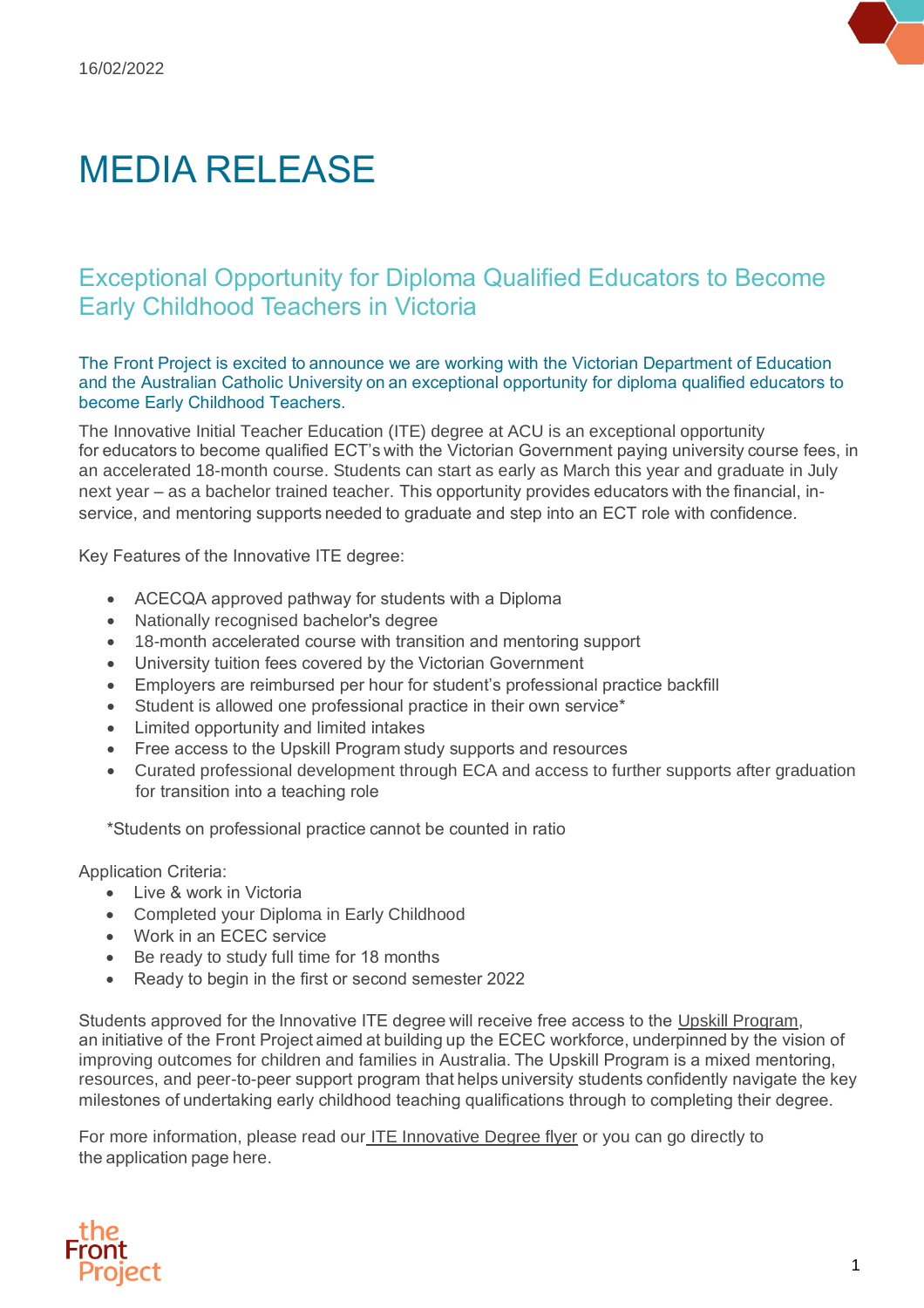16/02/2022

# MEDIA RELEASE

## Exceptional Opportunity for Diploma Qualified Educators to Become Early Childhood Teachers in Victoria

The Front Project is excited to announce we are working with the Victorian Department of Education and the Australian Catholic University on an exceptional opportunity for diploma qualified educators to become Early Childhood Teachers.

The Innovative Initial Teacher Education (ITE) degree at ACU is an exceptional opportunity for educators to become qualified ECT's with the Victorian Government paying university course fees, in an accelerated 18-month course. Students can start as early as March this year and graduate in July next year – as a bachelor trained teacher. This opportunity provides educators with the financial, in-service, and mentoring supports needed to graduate and step into an ECT role with confidence.

Key Features of the Innovative ITE degree:

- ACECQA approved pathway for students with a Diploma
- Nationally recognised bachelor's degree
- 18-month accelerated course with transition and mentoring support
- University tuition fees covered by the Victorian Government
- Employers are reimbursed per hour for student's professional practice backfill
- Student is allowed one professional practice in their own service*
- Limited opportunity and limited intakes
- Free access to the Upskill Program study supports and resources
- Curated professional development through ECA and access to further supports after graduation for transition into a teaching role

*Students on professional practice cannot be counted in ratio

Application Criteria:

- Live & work in Victoria
- Completed your Diploma in Early Childhood
- Work in an ECEC service
- Be ready to study full time for 18 months
- Ready to begin in the first or second semester 2022

Students approved for the Innovative ITE degree will receive free access to the Upskill Program, an initiative of the Front Project aimed at building up the ECEC workforce, underpinned by the vision of improving outcomes for children and families in Australia. The Upskill Program is a mixed mentoring, resources, and peer-to-peer support program that helps university students confidently navigate the key milestones of undertaking early childhood teaching qualifications through to completing their degree.

For more information, please read our ITE Innovative Degree flyer or you can go directly to the application page here.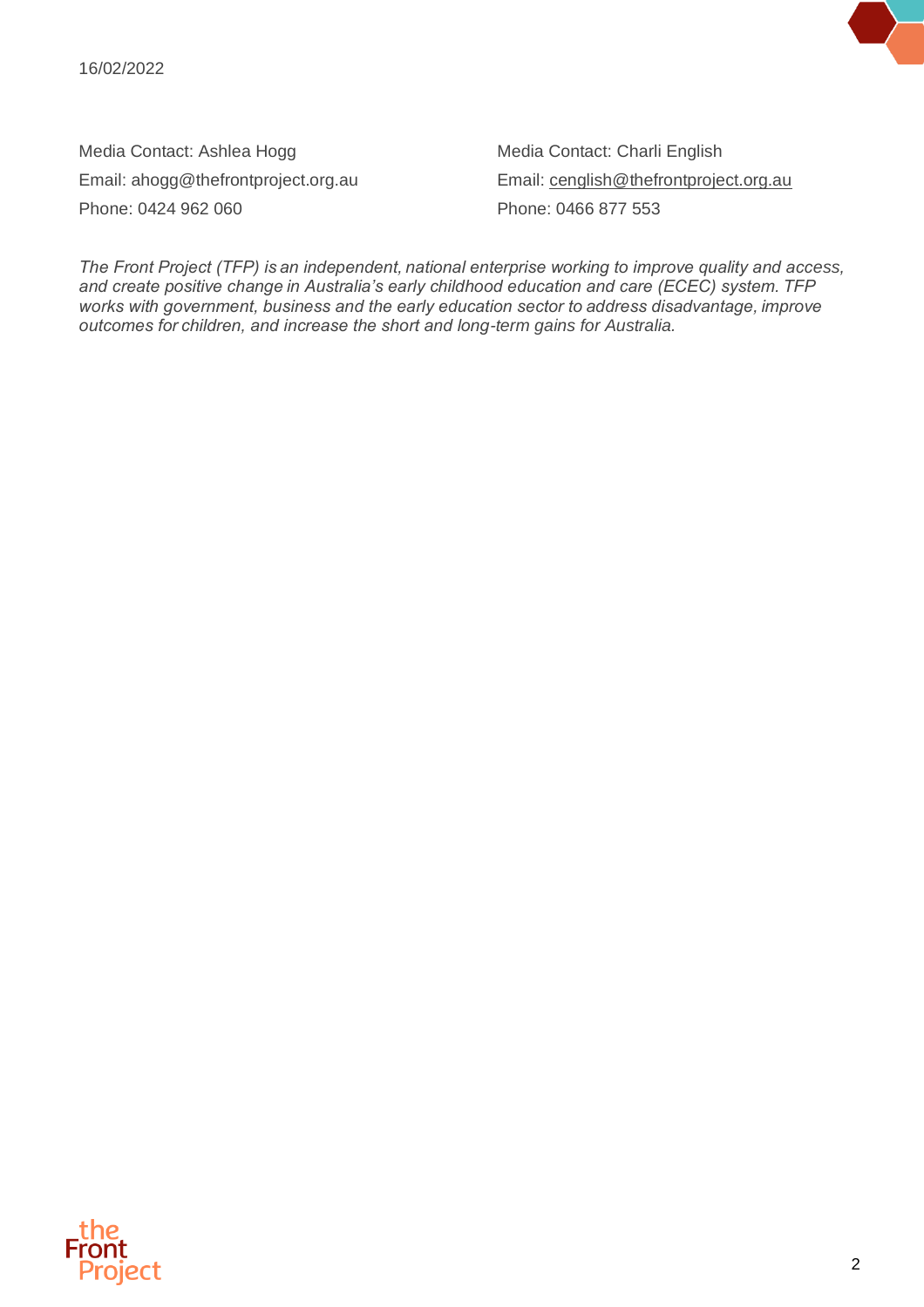16/02/2022

Media Contact: Ashlea Hogg
Email: ahogg@thefrontproject.org.au
Phone: 0424 962 060

Media Contact: Charli English
Email: cenglish@thefrontproject.org.au
Phone: 0466 877 553

*The Front Project (TFP) is an independent, national enterprise working to improve quality and access, and create positive change in Australia's early childhood education and care (ECEC) system. TFP works with government, business and the early education sector to address disadvantage, improve outcomes for children, and increase the short and long-term gains for Australia.*